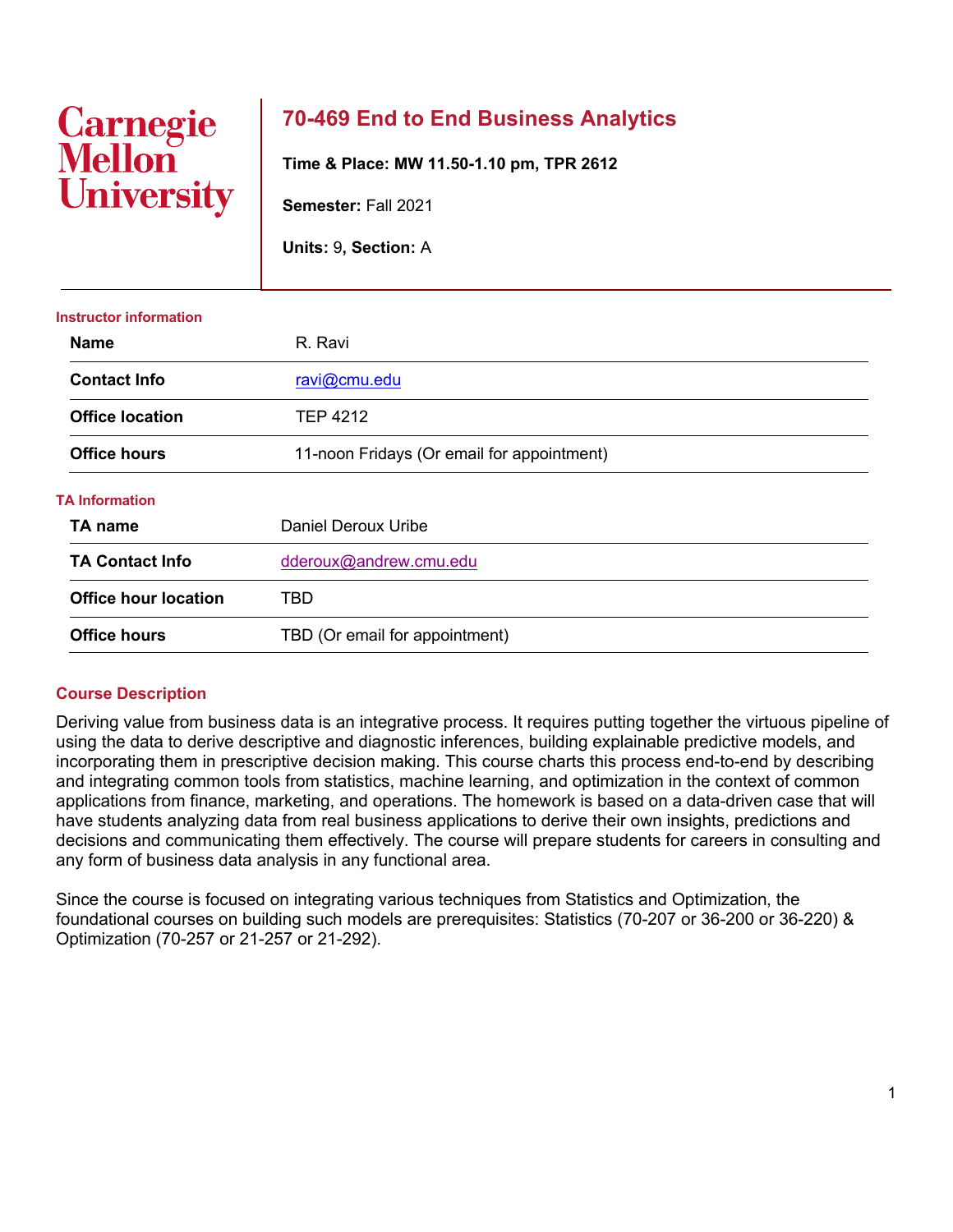Carnegie Mellon University

# 70-469 End to End Business Analytics

**Time & Place: MW 11.50-1.10 pm, TPR 2612**

**Semester:** Fall 2021

**Units:** 9, **Section:** A

## Instructor information

| | |
|---|---|
| **Name** | R. Ravi |
| **Contact Info** | ravi@cmu.edu |
| **Office location** | TEP 4212 |
| **Office hours** | 11-noon Fridays (Or email for appointment) |

## TA Information

| | |
|---|---|
| **TA name** | Daniel Deroux Uribe |
| **TA Contact Info** | dderoux@andrew.cmu.edu |
| **Office hour location** | TBD |
| **Office hours** | TBD (Or email for appointment) |

## Course Description

Deriving value from business data is an integrative process. It requires putting together the virtuous pipeline of using the data to derive descriptive and diagnostic inferences, building explainable predictive models, and incorporating them in prescriptive decision making. This course charts this process end-to-end by describing and integrating common tools from statistics, machine learning, and optimization in the context of common applications from finance, marketing, and operations. The homework is based on a data-driven case that will have students analyzing data from real business applications to derive their own insights, predictions and decisions and communicating them effectively. The course will prepare students for careers in consulting and any form of business data analysis in any functional area.

Since the course is focused on integrating various techniques from Statistics and Optimization, the foundational courses on building such models are prerequisites: Statistics (70-207 or 36-200 or 36-220) & Optimization (70-257 or 21-257 or 21-292).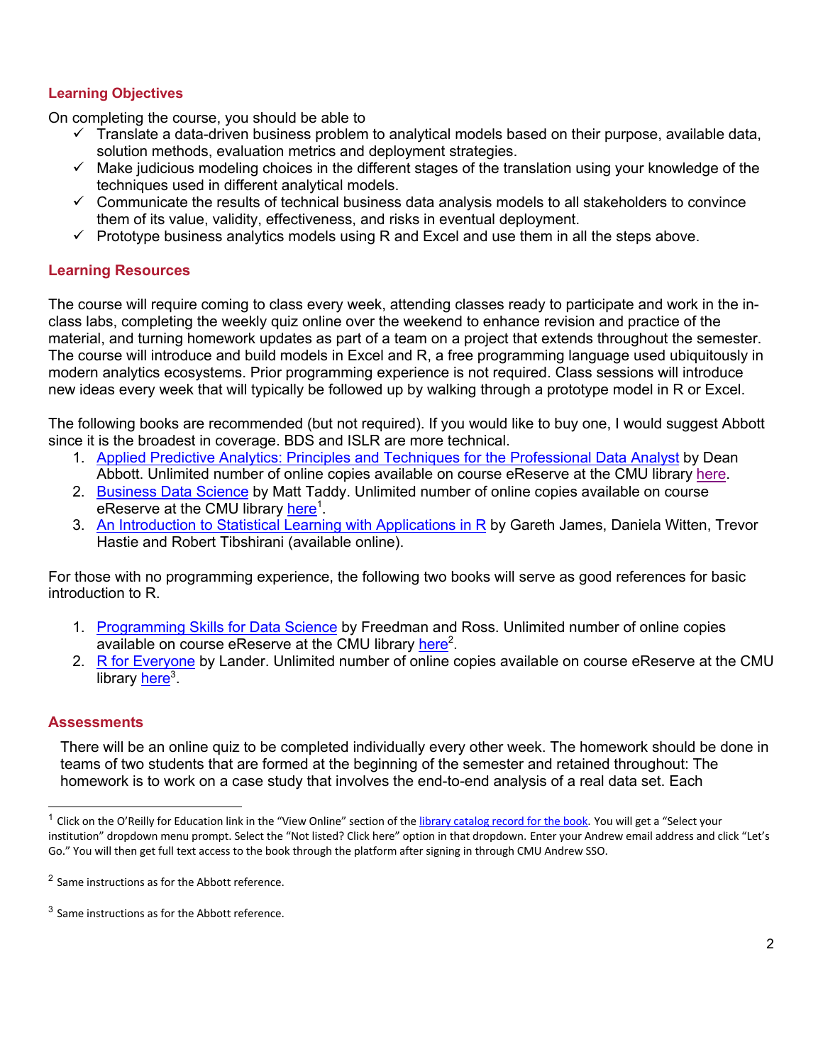## Learning Objectives

On completing the course, you should be able to

- ✓ Translate a data-driven business problem to analytical models based on their purpose, available data, solution methods, evaluation metrics and deployment strategies.
- ✓ Make judicious modeling choices in the different stages of the translation using your knowledge of the techniques used in different analytical models.
- ✓ Communicate the results of technical business data analysis models to all stakeholders to convince them of its value, validity, effectiveness, and risks in eventual deployment.
- ✓ Prototype business analytics models using R and Excel and use them in all the steps above.

## Learning Resources

The course will require coming to class every week, attending classes ready to participate and work in the in-class labs, completing the weekly quiz online over the weekend to enhance revision and practice of the material, and turning homework updates as part of a team on a project that extends throughout the semester. The course will introduce and build models in Excel and R, a free programming language used ubiquitously in modern analytics ecosystems. Prior programming experience is not required. Class sessions will introduce new ideas every week that will typically be followed up by walking through a prototype model in R or Excel.

The following books are recommended (but not required). If you would like to buy one, I would suggest Abbott since it is the broadest in coverage. BDS and ISLR are more technical.

1. Applied Predictive Analytics: Principles and Techniques for the Professional Data Analyst by Dean Abbott. Unlimited number of online copies available on course eReserve at the CMU library here.
2. Business Data Science by Matt Taddy. Unlimited number of online copies available on course eReserve at the CMU library here[1].
3. An Introduction to Statistical Learning with Applications in R by Gareth James, Daniela Witten, Trevor Hastie and Robert Tibshirani (available online).

For those with no programming experience, the following two books will serve as good references for basic introduction to R.

1. Programming Skills for Data Science by Freedman and Ross. Unlimited number of online copies available on course eReserve at the CMU library here[2].
2. R for Everyone by Lander. Unlimited number of online copies available on course eReserve at the CMU library here[3].

## Assessments

There will be an online quiz to be completed individually every other week. The homework should be done in teams of two students that are formed at the beginning of the semester and retained throughout: The homework is to work on a case study that involves the end-to-end analysis of a real data set. Each

---

[1] Click on the O'Reilly for Education link in the "View Online" section of the library catalog record for the book. You will get a "Select your institution" dropdown menu prompt. Select the "Not listed? Click here" option in that dropdown. Enter your Andrew email address and click "Let's Go." You will then get full text access to the book through the platform after signing in through CMU Andrew SSO.

[2] Same instructions as for the Abbott reference.

[3] Same instructions as for the Abbott reference.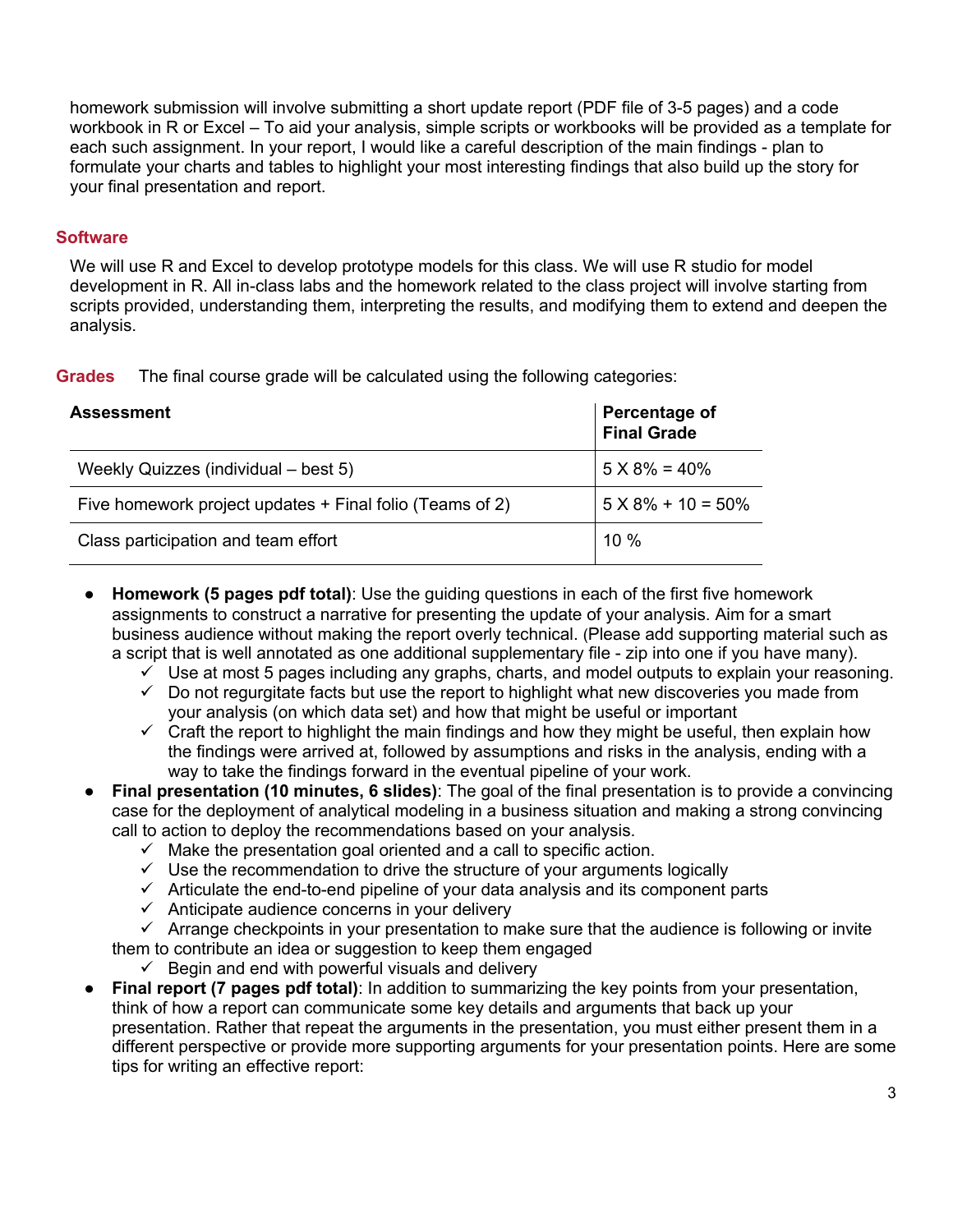homework submission will involve submitting a short update report (PDF file of 3-5 pages) and a code workbook in R or Excel – To aid your analysis, simple scripts or workbooks will be provided as a template for each such assignment. In your report, I would like a careful description of the main findings - plan to formulate your charts and tables to highlight your most interesting findings that also build up the story for your final presentation and report.

## Software

We will use R and Excel to develop prototype models for this class. We will use R studio for model development in R. All in-class labs and the homework related to the class project will involve starting from scripts provided, understanding them, interpreting the results, and modifying them to extend and deepen the analysis.

## Grades

The final course grade will be calculated using the following categories:

| Assessment | Percentage of Final Grade |
|---|---|
| Weekly Quizzes (individual – best 5) | 5 X 8% = 40% |
| Five homework project updates + Final folio (Teams of 2) | 5 X 8% + 10 = 50% |
| Class participation and team effort | 10 % |

- **Homework (5 pages pdf total)**: Use the guiding questions in each of the first five homework assignments to construct a narrative for presenting the update of your analysis. Aim for a smart business audience without making the report overly technical. (Please add supporting material such as a script that is well annotated as one additional supplementary file - zip into one if you have many).
  - ✓ Use at most 5 pages including any graphs, charts, and model outputs to explain your reasoning.
  - ✓ Do not regurgitate facts but use the report to highlight what new discoveries you made from your analysis (on which data set) and how that might be useful or important
  - ✓ Craft the report to highlight the main findings and how they might be useful, then explain how the findings were arrived at, followed by assumptions and risks in the analysis, ending with a way to take the findings forward in the eventual pipeline of your work.
- **Final presentation (10 minutes, 6 slides)**: The goal of the final presentation is to provide a convincing case for the deployment of analytical modeling in a business situation and making a strong convincing call to action to deploy the recommendations based on your analysis.
  - ✓ Make the presentation goal oriented and a call to specific action.
  - ✓ Use the recommendation to drive the structure of your arguments logically
  - ✓ Articulate the end-to-end pipeline of your data analysis and its component parts
  - ✓ Anticipate audience concerns in your delivery
  - ✓ Arrange checkpoints in your presentation to make sure that the audience is following or invite them to contribute an idea or suggestion to keep them engaged
  - ✓ Begin and end with powerful visuals and delivery
- **Final report (7 pages pdf total)**: In addition to summarizing the key points from your presentation, think of how a report can communicate some key details and arguments that back up your presentation. Rather that repeat the arguments in the presentation, you must either present them in a different perspective or provide more supporting arguments for your presentation points. Here are some tips for writing an effective report: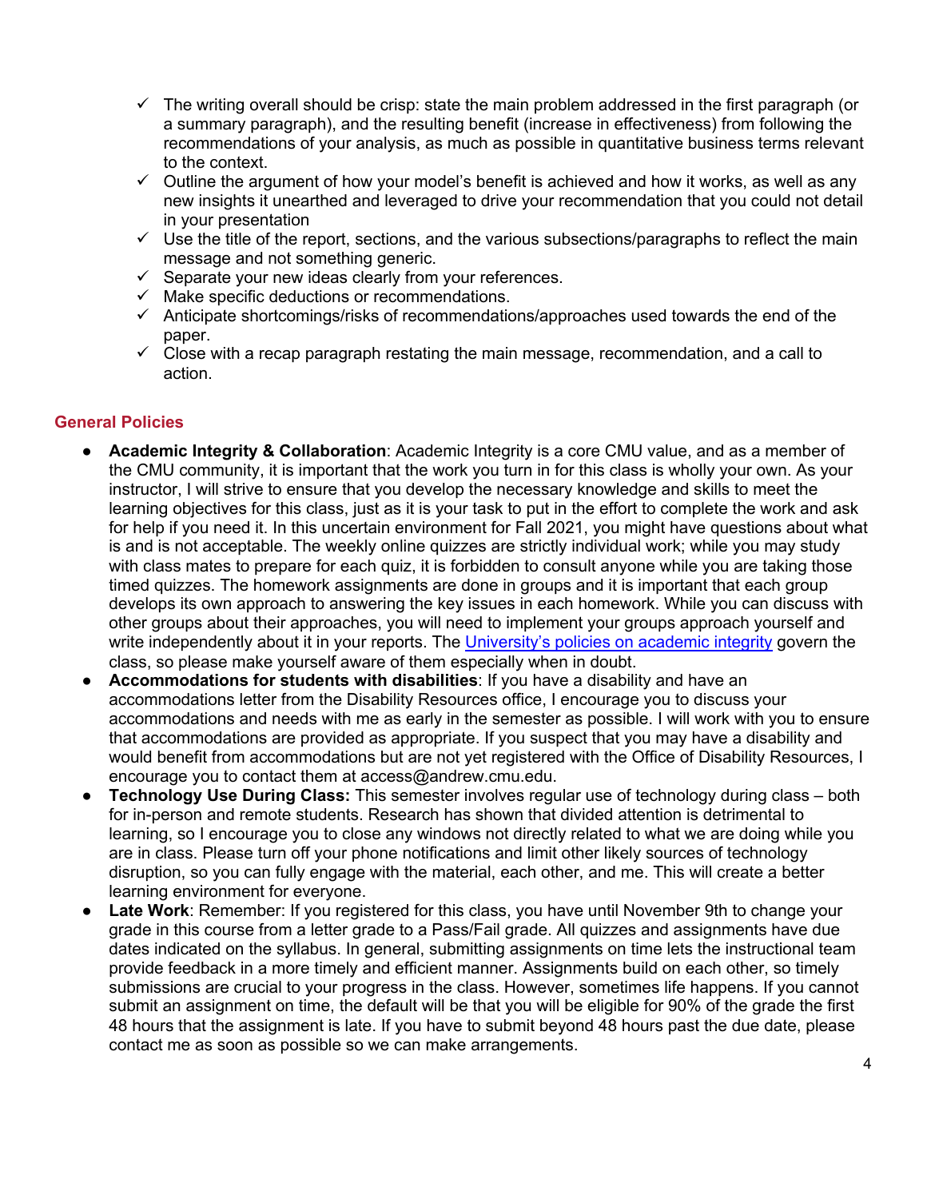- ✓ The writing overall should be crisp: state the main problem addressed in the first paragraph (or a summary paragraph), and the resulting benefit (increase in effectiveness) from following the recommendations of your analysis, as much as possible in quantitative business terms relevant to the context.
- ✓ Outline the argument of how your model's benefit is achieved and how it works, as well as any new insights it unearthed and leveraged to drive your recommendation that you could not detail in your presentation
- ✓ Use the title of the report, sections, and the various subsections/paragraphs to reflect the main message and not something generic.
- ✓ Separate your new ideas clearly from your references.
- ✓ Make specific deductions or recommendations.
- ✓ Anticipate shortcomings/risks of recommendations/approaches used towards the end of the paper.
- ✓ Close with a recap paragraph restating the main message, recommendation, and a call to action.

## General Policies

- **Academic Integrity & Collaboration**: Academic Integrity is a core CMU value, and as a member of the CMU community, it is important that the work you turn in for this class is wholly your own. As your instructor, I will strive to ensure that you develop the necessary knowledge and skills to meet the learning objectives for this class, just as it is your task to put in the effort to complete the work and ask for help if you need it. In this uncertain environment for Fall 2021, you might have questions about what is and is not acceptable. The weekly online quizzes are strictly individual work; while you may study with class mates to prepare for each quiz, it is forbidden to consult anyone while you are taking those timed quizzes. The homework assignments are done in groups and it is important that each group develops its own approach to answering the key issues in each homework. While you can discuss with other groups about their approaches, you will need to implement your groups approach yourself and write independently about it in your reports. The University's policies on academic integrity govern the class, so please make yourself aware of them especially when in doubt.
- **Accommodations for students with disabilities**: If you have a disability and have an accommodations letter from the Disability Resources office, I encourage you to discuss your accommodations and needs with me as early in the semester as possible. I will work with you to ensure that accommodations are provided as appropriate. If you suspect that you may have a disability and would benefit from accommodations but are not yet registered with the Office of Disability Resources, I encourage you to contact them at access@andrew.cmu.edu.
- **Technology Use During Class:** This semester involves regular use of technology during class – both for in-person and remote students. Research has shown that divided attention is detrimental to learning, so I encourage you to close any windows not directly related to what we are doing while you are in class. Please turn off your phone notifications and limit other likely sources of technology disruption, so you can fully engage with the material, each other, and me. This will create a better learning environment for everyone.
- **Late Work**: Remember: If you registered for this class, you have until November 9th to change your grade in this course from a letter grade to a Pass/Fail grade. All quizzes and assignments have due dates indicated on the syllabus. In general, submitting assignments on time lets the instructional team provide feedback in a more timely and efficient manner. Assignments build on each other, so timely submissions are crucial to your progress in the class. However, sometimes life happens. If you cannot submit an assignment on time, the default will be that you will be eligible for 90% of the grade the first 48 hours that the assignment is late. If you have to submit beyond 48 hours past the due date, please contact me as soon as possible so we can make arrangements.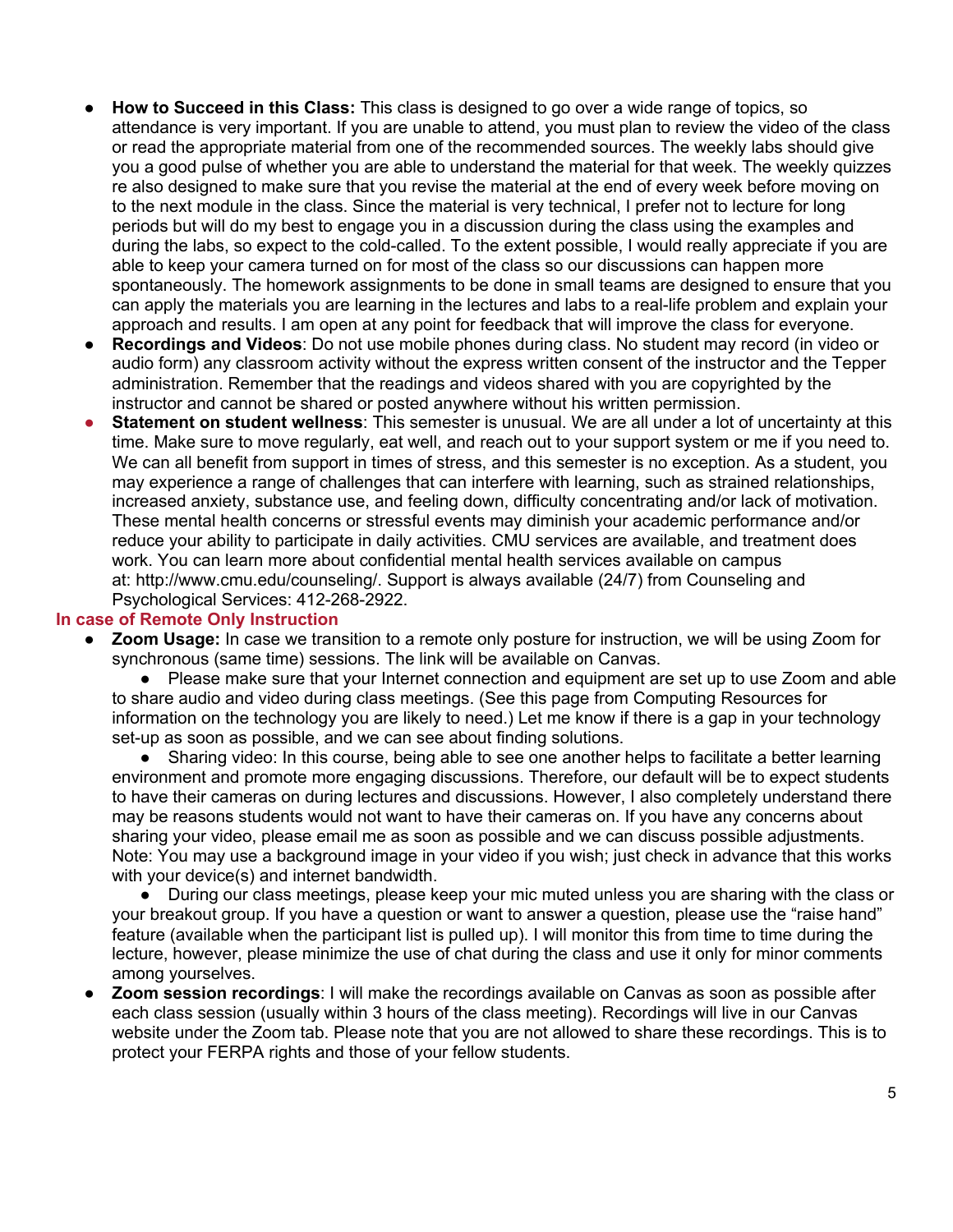- **How to Succeed in this Class:** This class is designed to go over a wide range of topics, so attendance is very important. If you are unable to attend, you must plan to review the video of the class or read the appropriate material from one of the recommended sources. The weekly labs should give you a good pulse of whether you are able to understand the material for that week. The weekly quizzes re also designed to make sure that you revise the material at the end of every week before moving on to the next module in the class. Since the material is very technical, I prefer not to lecture for long periods but will do my best to engage you in a discussion during the class using the examples and during the labs, so expect to the cold-called. To the extent possible, I would really appreciate if you are able to keep your camera turned on for most of the class so our discussions can happen more spontaneously. The homework assignments to be done in small teams are designed to ensure that you can apply the materials you are learning in the lectures and labs to a real-life problem and explain your approach and results. I am open at any point for feedback that will improve the class for everyone.
- **Recordings and Videos**: Do not use mobile phones during class. No student may record (in video or audio form) any classroom activity without the express written consent of the instructor and the Tepper administration. Remember that the readings and videos shared with you are copyrighted by the instructor and cannot be shared or posted anywhere without his written permission.
- **Statement on student wellness**: This semester is unusual. We are all under a lot of uncertainty at this time. Make sure to move regularly, eat well, and reach out to your support system or me if you need to. We can all benefit from support in times of stress, and this semester is no exception. As a student, you may experience a range of challenges that can interfere with learning, such as strained relationships, increased anxiety, substance use, and feeling down, difficulty concentrating and/or lack of motivation. These mental health concerns or stressful events may diminish your academic performance and/or reduce your ability to participate in daily activities. CMU services are available, and treatment does work. You can learn more about confidential mental health services available on campus at: http://www.cmu.edu/counseling/. Support is always available (24/7) from Counseling and Psychological Services: 412-268-2922.

## In case of Remote Only Instruction

- **Zoom Usage:** In case we transition to a remote only posture for instruction, we will be using Zoom for synchronous (same time) sessions. The link will be available on Canvas.
  - Please make sure that your Internet connection and equipment are set up to use Zoom and able to share audio and video during class meetings. (See this page from Computing Resources for information on the technology you are likely to need.) Let me know if there is a gap in your technology set-up as soon as possible, and we can see about finding solutions.
  - Sharing video: In this course, being able to see one another helps to facilitate a better learning environment and promote more engaging discussions. Therefore, our default will be to expect students to have their cameras on during lectures and discussions. However, I also completely understand there may be reasons students would not want to have their cameras on. If you have any concerns about sharing your video, please email me as soon as possible and we can discuss possible adjustments. Note: You may use a background image in your video if you wish; just check in advance that this works with your device(s) and internet bandwidth.
  - During our class meetings, please keep your mic muted unless you are sharing with the class or your breakout group. If you have a question or want to answer a question, please use the "raise hand" feature (available when the participant list is pulled up). I will monitor this from time to time during the lecture, however, please minimize the use of chat during the class and use it only for minor comments among yourselves.
- **Zoom session recordings**: I will make the recordings available on Canvas as soon as possible after each class session (usually within 3 hours of the class meeting). Recordings will live in our Canvas website under the Zoom tab. Please note that you are not allowed to share these recordings. This is to protect your FERPA rights and those of your fellow students.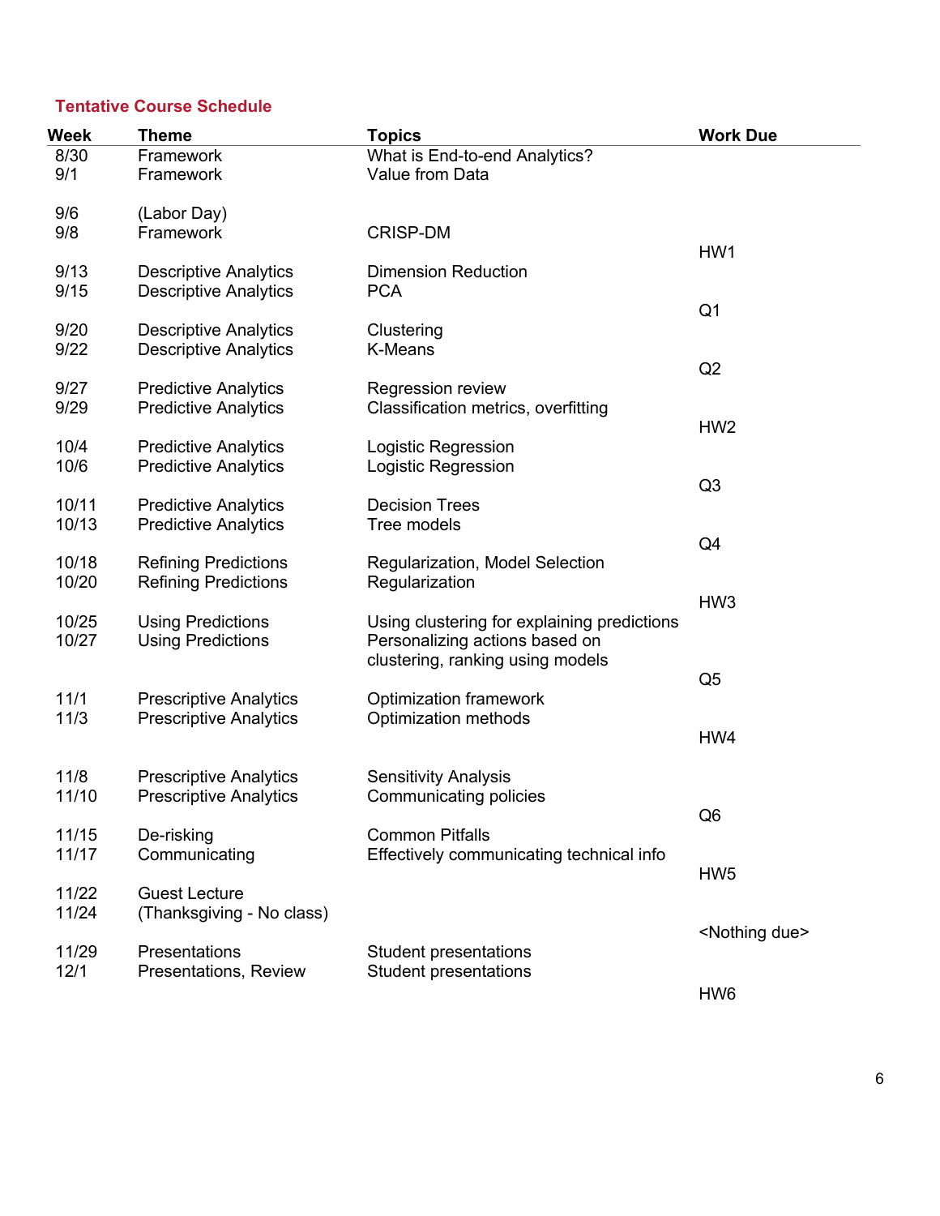## Tentative Course Schedule

| Week | Theme | Topics | Work Due |
|---|---|---|---|
| 8/30 | Framework | What is End-to-end Analytics? | |
| 9/1 | Framework | Value from Data | |
| 9/6 | (Labor Day) | | |
| 9/8 | Framework | CRISP-DM | |
| | | | HW1 |
| 9/13 | Descriptive Analytics | Dimension Reduction | |
| 9/15 | Descriptive Analytics | PCA | |
| | | | Q1 |
| 9/20 | Descriptive Analytics | Clustering | |
| 9/22 | Descriptive Analytics | K-Means | |
| | | | Q2 |
| 9/27 | Predictive Analytics | Regression review | |
| 9/29 | Predictive Analytics | Classification metrics, overfitting | |
| | | | HW2 |
| 10/4 | Predictive Analytics | Logistic Regression | |
| 10/6 | Predictive Analytics | Logistic Regression | |
| | | | Q3 |
| 10/11 | Predictive Analytics | Decision Trees | |
| 10/13 | Predictive Analytics | Tree models | |
| | | | Q4 |
| 10/18 | Refining Predictions | Regularization, Model Selection | |
| 10/20 | Refining Predictions | Regularization | |
| | | | HW3 |
| 10/25 | Using Predictions | Using clustering for explaining predictions | |
| 10/27 | Using Predictions | Personalizing actions based on clustering, ranking using models | |
| | | | Q5 |
| 11/1 | Prescriptive Analytics | Optimization framework | |
| 11/3 | Prescriptive Analytics | Optimization methods | |
| | | | HW4 |
| 11/8 | Prescriptive Analytics | Sensitivity Analysis | |
| 11/10 | Prescriptive Analytics | Communicating policies | |
| | | | Q6 |
| 11/15 | De-risking | Common Pitfalls | |
| 11/17 | Communicating | Effectively communicating technical info | |
| | | | HW5 |
| 11/22 | Guest Lecture | | |
| 11/24 | (Thanksgiving - No class) | | |
| | | | <Nothing due> |
| 11/29 | Presentations | Student presentations | |
| 12/1 | Presentations, Review | Student presentations | |
| | | | HW6 |